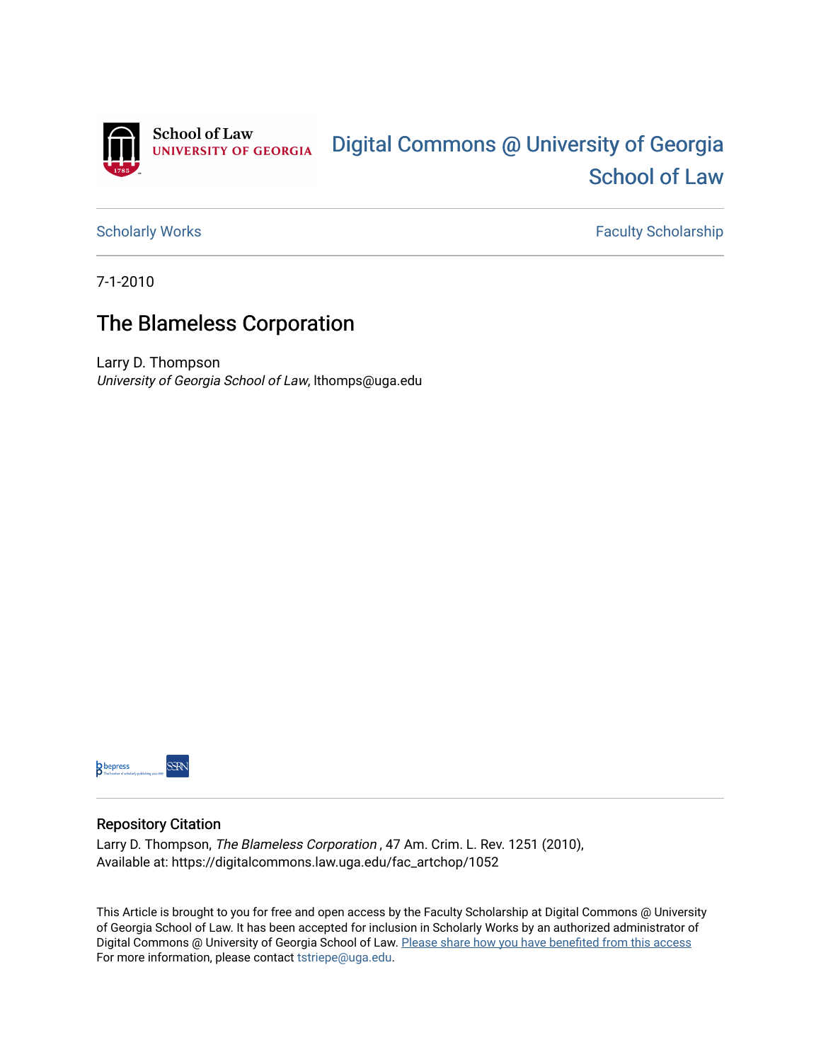School of Law
UNIVERSITY OF GEORGIA

# Digital Commons @ University of Georgia School of Law

Scholarly Works | Faculty Scholarship

7-1-2010

## The Blameless Corporation

Larry D. Thompson
*University of Georgia School of Law*, lthomps@uga.edu

### Repository Citation

Larry D. Thompson, *The Blameless Corporation* , 47 Am. Crim. L. Rev. 1251 (2010),
Available at: https://digitalcommons.law.uga.edu/fac_artchop/1052

This Article is brought to you for free and open access by the Faculty Scholarship at Digital Commons @ University of Georgia School of Law. It has been accepted for inclusion in Scholarly Works by an authorized administrator of Digital Commons @ University of Georgia School of Law. Please share how you have benefited from this access
For more information, please contact tstriepe@uga.edu.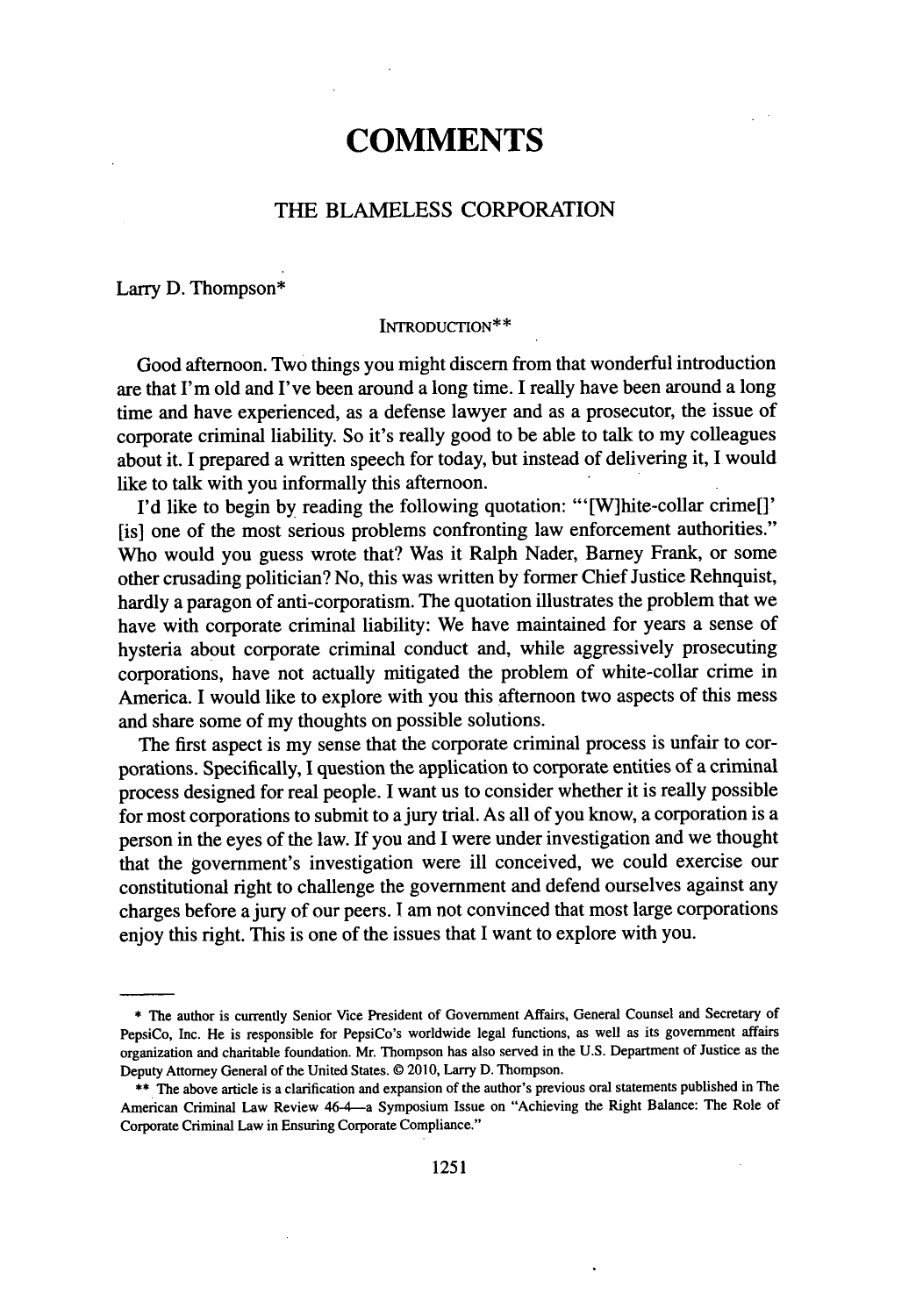# COMMENTS

## THE BLAMELESS CORPORATION

Larry D. Thompson*

### INTRODUCTION**

Good afternoon. Two things you might discern from that wonderful introduction are that I'm old and I've been around a long time. I really have been around a long time and have experienced, as a defense lawyer and as a prosecutor, the issue of corporate criminal liability. So it's really good to be able to talk to my colleagues about it. I prepared a written speech for today, but instead of delivering it, I would like to talk with you informally this afternoon.

I'd like to begin by reading the following quotation: "'[W]hite-collar crime[]' [is] one of the most serious problems confronting law enforcement authorities." Who would you guess wrote that? Was it Ralph Nader, Barney Frank, or some other crusading politician? No, this was written by former Chief Justice Rehnquist, hardly a paragon of anti-corporatism. The quotation illustrates the problem that we have with corporate criminal liability: We have maintained for years a sense of hysteria about corporate criminal conduct and, while aggressively prosecuting corporations, have not actually mitigated the problem of white-collar crime in America. I would like to explore with you this afternoon two aspects of this mess and share some of my thoughts on possible solutions.

The first aspect is my sense that the corporate criminal process is unfair to corporations. Specifically, I question the application to corporate entities of a criminal process designed for real people. I want us to consider whether it is really possible for most corporations to submit to a jury trial. As all of you know, a corporation is a person in the eyes of the law. If you and I were under investigation and we thought that the government's investigation were ill conceived, we could exercise our constitutional right to challenge the government and defend ourselves against any charges before a jury of our peers. I am not convinced that most large corporations enjoy this right. This is one of the issues that I want to explore with you.

---

\* The author is currently Senior Vice President of Government Affairs, General Counsel and Secretary of PepsiCo, Inc. He is responsible for PepsiCo's worldwide legal functions, as well as its government affairs organization and charitable foundation. Mr. Thompson has also served in the U.S. Department of Justice as the Deputy Attorney General of the United States. © 2010, Larry D. Thompson.

\*\* The above article is a clarification and expansion of the author's previous oral statements published in The American Criminal Law Review 46-4—a Symposium Issue on "Achieving the Right Balance: The Role of Corporate Criminal Law in Ensuring Corporate Compliance."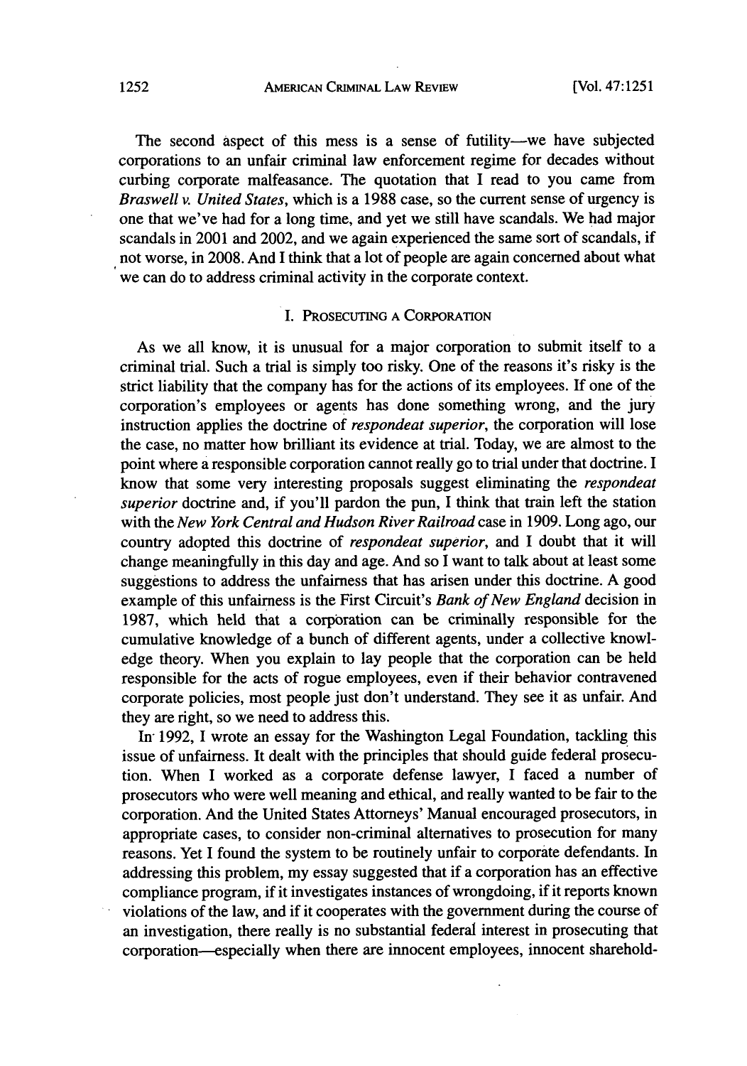The second aspect of this mess is a sense of futility—we have subjected corporations to an unfair criminal law enforcement regime for decades without curbing corporate malfeasance. The quotation that I read to you came from *Braswell v. United States*, which is a 1988 case, so the current sense of urgency is one that we've had for a long time, and yet we still have scandals. We had major scandals in 2001 and 2002, and we again experienced the same sort of scandals, if not worse, in 2008. And I think that a lot of people are again concerned about what we can do to address criminal activity in the corporate context.

## I. Prosecuting a Corporation

As we all know, it is unusual for a major corporation to submit itself to a criminal trial. Such a trial is simply too risky. One of the reasons it's risky is the strict liability that the company has for the actions of its employees. If one of the corporation's employees or agents has done something wrong, and the jury instruction applies the doctrine of *respondeat superior*, the corporation will lose the case, no matter how brilliant its evidence at trial. Today, we are almost to the point where a responsible corporation cannot really go to trial under that doctrine. I know that some very interesting proposals suggest eliminating the *respondeat superior* doctrine and, if you'll pardon the pun, I think that train left the station with the *New York Central and Hudson River Railroad* case in 1909. Long ago, our country adopted this doctrine of *respondeat superior*, and I doubt that it will change meaningfully in this day and age. And so I want to talk about at least some suggestions to address the unfairness that has arisen under this doctrine. A good example of this unfairness is the First Circuit's *Bank of New England* decision in 1987, which held that a corporation can be criminally responsible for the cumulative knowledge of a bunch of different agents, under a collective knowledge theory. When you explain to lay people that the corporation can be held responsible for the acts of rogue employees, even if their behavior contravened corporate policies, most people just don't understand. They see it as unfair. And they are right, so we need to address this.

In 1992, I wrote an essay for the Washington Legal Foundation, tackling this issue of unfairness. It dealt with the principles that should guide federal prosecution. When I worked as a corporate defense lawyer, I faced a number of prosecutors who were well meaning and ethical, and really wanted to be fair to the corporation. And the United States Attorneys' Manual encouraged prosecutors, in appropriate cases, to consider non-criminal alternatives to prosecution for many reasons. Yet I found the system to be routinely unfair to corporate defendants. In addressing this problem, my essay suggested that if a corporation has an effective compliance program, if it investigates instances of wrongdoing, if it reports known violations of the law, and if it cooperates with the government during the course of an investigation, there really is no substantial federal interest in prosecuting that corporation—especially when there are innocent employees, innocent sharehold-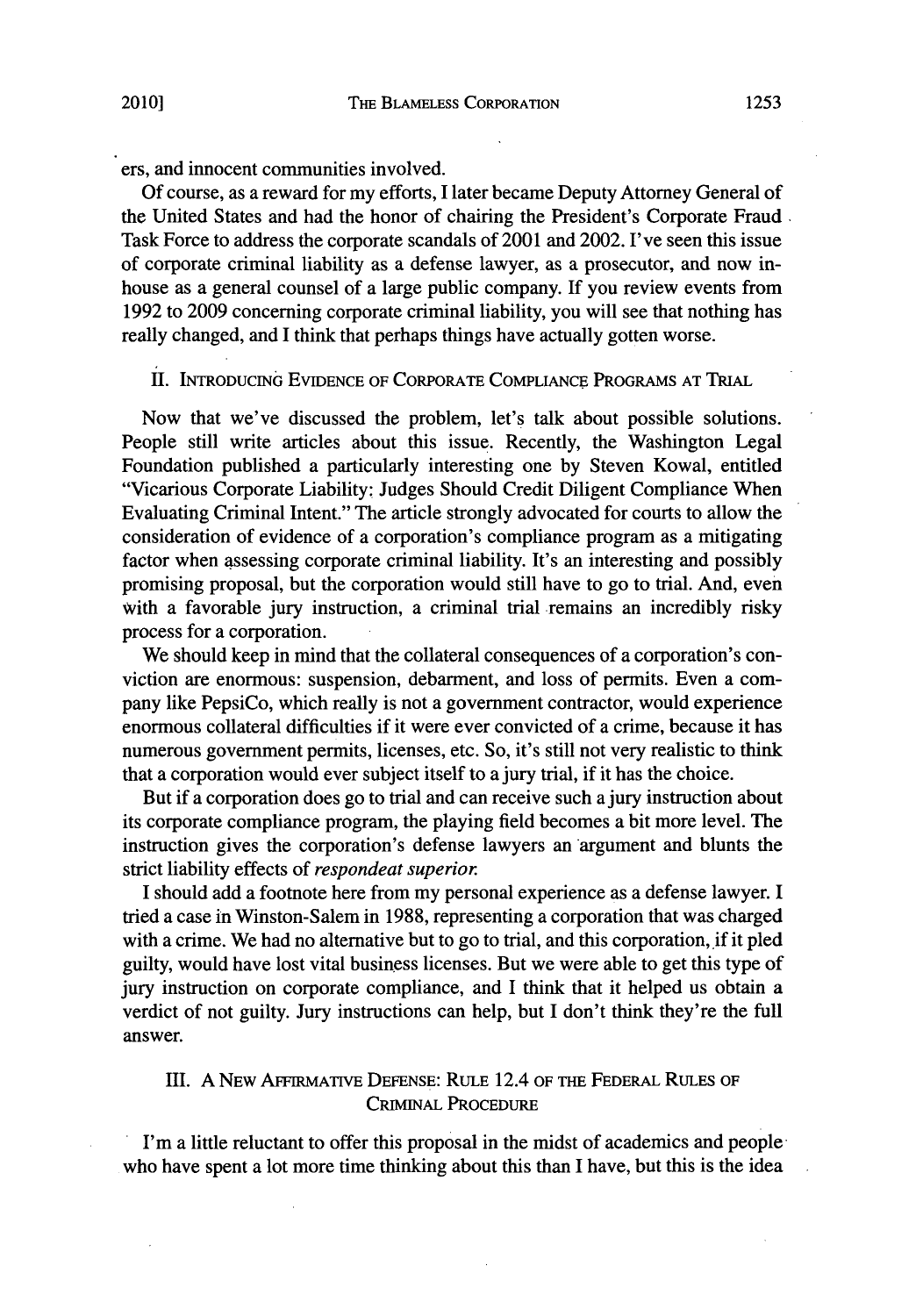ers, and innocent communities involved.

Of course, as a reward for my efforts, I later became Deputy Attorney General of the United States and had the honor of chairing the President's Corporate Fraud Task Force to address the corporate scandals of 2001 and 2002. I've seen this issue of corporate criminal liability as a defense lawyer, as a prosecutor, and now in-house as a general counsel of a large public company. If you review events from 1992 to 2009 concerning corporate criminal liability, you will see that nothing has really changed, and I think that perhaps things have actually gotten worse.

## II. Introducing Evidence of Corporate Compliance Programs at Trial

Now that we've discussed the problem, let's talk about possible solutions. People still write articles about this issue. Recently, the Washington Legal Foundation published a particularly interesting one by Steven Kowal, entitled "Vicarious Corporate Liability: Judges Should Credit Diligent Compliance When Evaluating Criminal Intent." The article strongly advocated for courts to allow the consideration of evidence of a corporation's compliance program as a mitigating factor when assessing corporate criminal liability. It's an interesting and possibly promising proposal, but the corporation would still have to go to trial. And, even with a favorable jury instruction, a criminal trial remains an incredibly risky process for a corporation.

We should keep in mind that the collateral consequences of a corporation's conviction are enormous: suspension, debarment, and loss of permits. Even a company like PepsiCo, which really is not a government contractor, would experience enormous collateral difficulties if it were ever convicted of a crime, because it has numerous government permits, licenses, etc. So, it's still not very realistic to think that a corporation would ever subject itself to a jury trial, if it has the choice.

But if a corporation does go to trial and can receive such a jury instruction about its corporate compliance program, the playing field becomes a bit more level. The instruction gives the corporation's defense lawyers an argument and blunts the strict liability effects of *respondeat superior.*

I should add a footnote here from my personal experience as a defense lawyer. I tried a case in Winston-Salem in 1988, representing a corporation that was charged with a crime. We had no alternative but to go to trial, and this corporation, if it pled guilty, would have lost vital business licenses. But we were able to get this type of jury instruction on corporate compliance, and I think that it helped us obtain a verdict of not guilty. Jury instructions can help, but I don't think they're the full answer.

## III. A New Affirmative Defense: Rule 12.4 of the Federal Rules of Criminal Procedure

I'm a little reluctant to offer this proposal in the midst of academics and people who have spent a lot more time thinking about this than I have, but this is the idea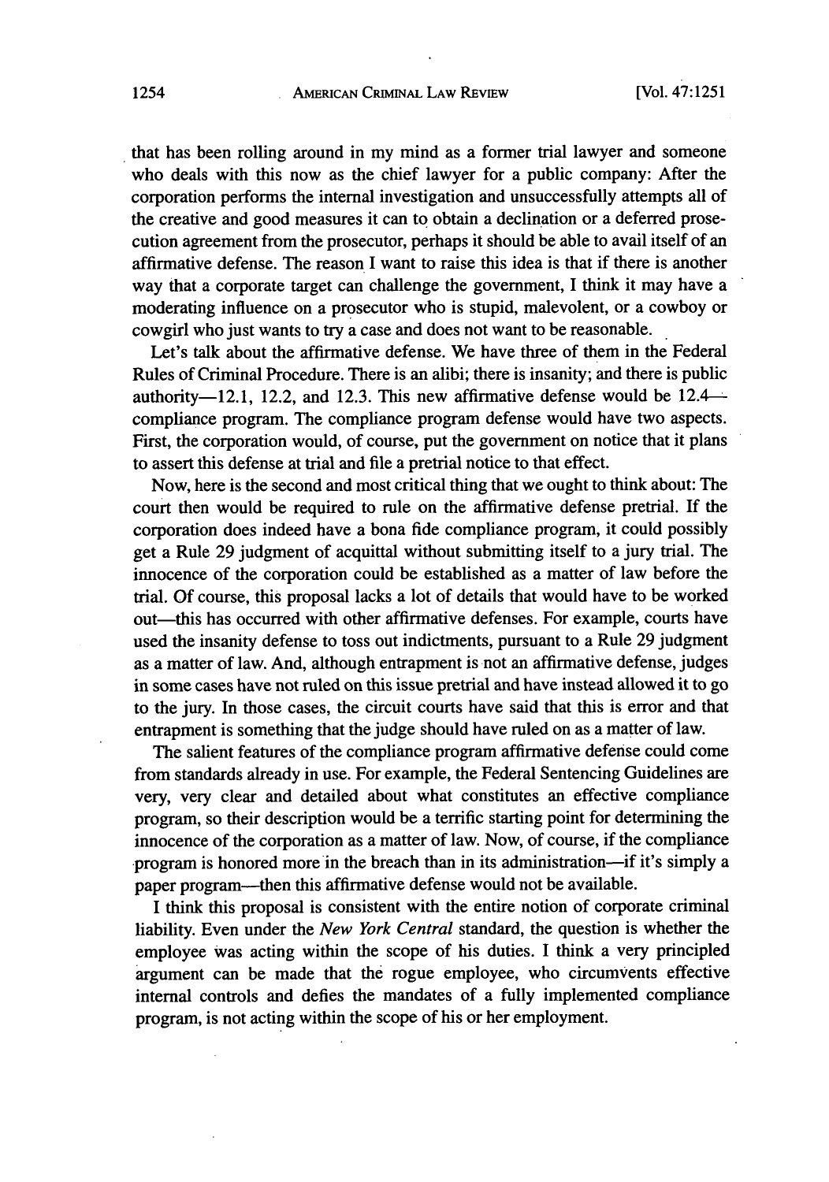that has been rolling around in my mind as a former trial lawyer and someone who deals with this now as the chief lawyer for a public company: After the corporation performs the internal investigation and unsuccessfully attempts all of the creative and good measures it can to obtain a declination or a deferred prosecution agreement from the prosecutor, perhaps it should be able to avail itself of an affirmative defense. The reason I want to raise this idea is that if there is another way that a corporate target can challenge the government, I think it may have a moderating influence on a prosecutor who is stupid, malevolent, or a cowboy or cowgirl who just wants to try a case and does not want to be reasonable.

Let's talk about the affirmative defense. We have three of them in the Federal Rules of Criminal Procedure. There is an alibi; there is insanity; and there is public authority—12.1, 12.2, and 12.3. This new affirmative defense would be 12.4—compliance program. The compliance program defense would have two aspects. First, the corporation would, of course, put the government on notice that it plans to assert this defense at trial and file a pretrial notice to that effect.

Now, here is the second and most critical thing that we ought to think about: The court then would be required to rule on the affirmative defense pretrial. If the corporation does indeed have a bona fide compliance program, it could possibly get a Rule 29 judgment of acquittal without submitting itself to a jury trial. The innocence of the corporation could be established as a matter of law before the trial. Of course, this proposal lacks a lot of details that would have to be worked out—this has occurred with other affirmative defenses. For example, courts have used the insanity defense to toss out indictments, pursuant to a Rule 29 judgment as a matter of law. And, although entrapment is not an affirmative defense, judges in some cases have not ruled on this issue pretrial and have instead allowed it to go to the jury. In those cases, the circuit courts have said that this is error and that entrapment is something that the judge should have ruled on as a matter of law.

The salient features of the compliance program affirmative defense could come from standards already in use. For example, the Federal Sentencing Guidelines are very, very clear and detailed about what constitutes an effective compliance program, so their description would be a terrific starting point for determining the innocence of the corporation as a matter of law. Now, of course, if the compliance program is honored more in the breach than in its administration—if it's simply a paper program—then this affirmative defense would not be available.

I think this proposal is consistent with the entire notion of corporate criminal liability. Even under the *New York Central* standard, the question is whether the employee was acting within the scope of his duties. I think a very principled argument can be made that the rogue employee, who circumvents effective internal controls and defies the mandates of a fully implemented compliance program, is not acting within the scope of his or her employment.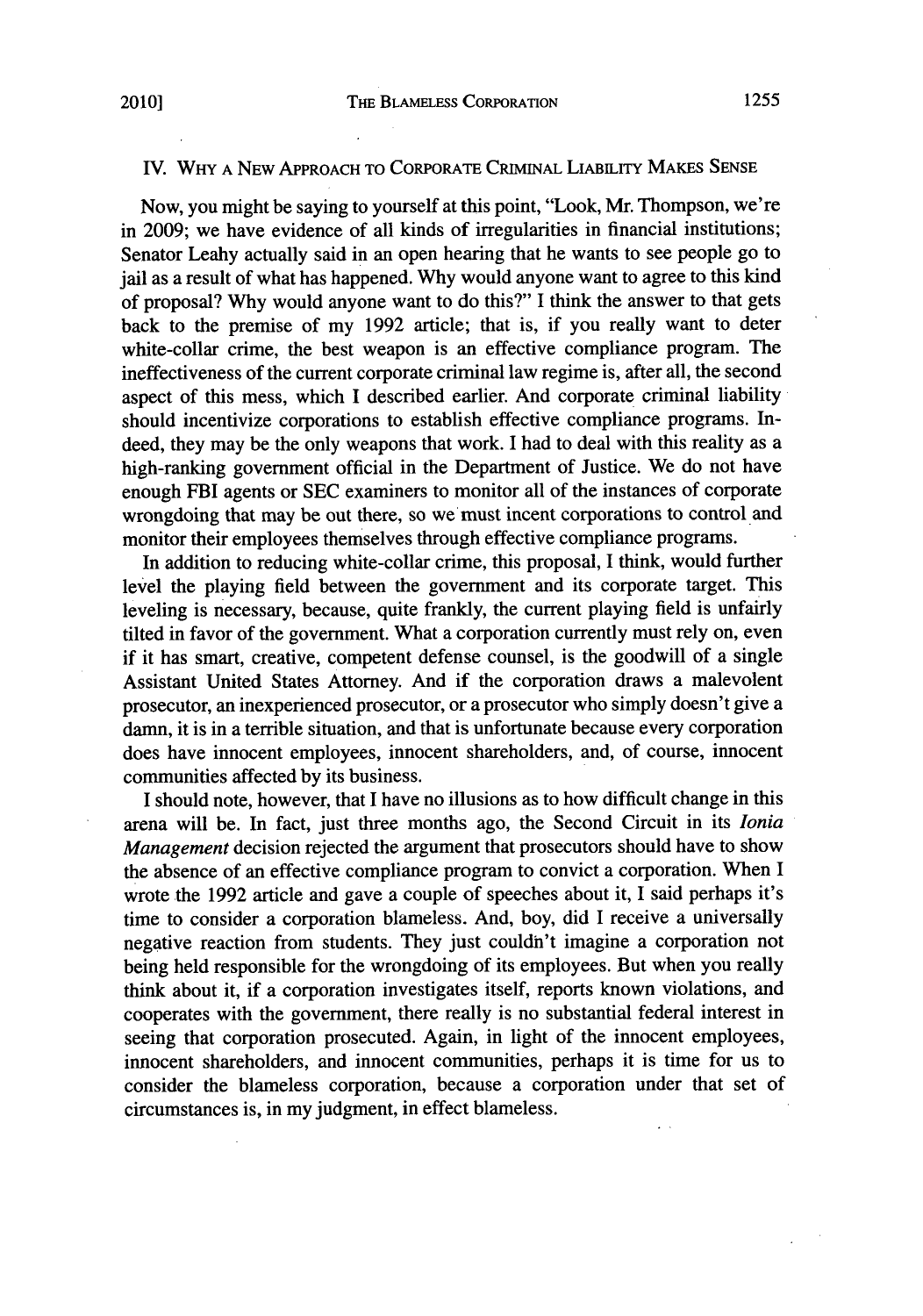## IV. Why a New Approach to Corporate Criminal Liability Makes Sense

Now, you might be saying to yourself at this point, "Look, Mr. Thompson, we're in 2009; we have evidence of all kinds of irregularities in financial institutions; Senator Leahy actually said in an open hearing that he wants to see people go to jail as a result of what has happened. Why would anyone want to agree to this kind of proposal? Why would anyone want to do this?" I think the answer to that gets back to the premise of my 1992 article; that is, if you really want to deter white-collar crime, the best weapon is an effective compliance program. The ineffectiveness of the current corporate criminal law regime is, after all, the second aspect of this mess, which I described earlier. And corporate criminal liability should incentivize corporations to establish effective compliance programs. Indeed, they may be the only weapons that work. I had to deal with this reality as a high-ranking government official in the Department of Justice. We do not have enough FBI agents or SEC examiners to monitor all of the instances of corporate wrongdoing that may be out there, so we must incent corporations to control and monitor their employees themselves through effective compliance programs.

In addition to reducing white-collar crime, this proposal, I think, would further level the playing field between the government and its corporate target. This leveling is necessary, because, quite frankly, the current playing field is unfairly tilted in favor of the government. What a corporation currently must rely on, even if it has smart, creative, competent defense counsel, is the goodwill of a single Assistant United States Attorney. And if the corporation draws a malevolent prosecutor, an inexperienced prosecutor, or a prosecutor who simply doesn't give a damn, it is in a terrible situation, and that is unfortunate because every corporation does have innocent employees, innocent shareholders, and, of course, innocent communities affected by its business.

I should note, however, that I have no illusions as to how difficult change in this arena will be. In fact, just three months ago, the Second Circuit in its *Ionia Management* decision rejected the argument that prosecutors should have to show the absence of an effective compliance program to convict a corporation. When I wrote the 1992 article and gave a couple of speeches about it, I said perhaps it's time to consider a corporation blameless. And, boy, did I receive a universally negative reaction from students. They just couldn't imagine a corporation not being held responsible for the wrongdoing of its employees. But when you really think about it, if a corporation investigates itself, reports known violations, and cooperates with the government, there really is no substantial federal interest in seeing that corporation prosecuted. Again, in light of the innocent employees, innocent shareholders, and innocent communities, perhaps it is time for us to consider the blameless corporation, because a corporation under that set of circumstances is, in my judgment, in effect blameless.